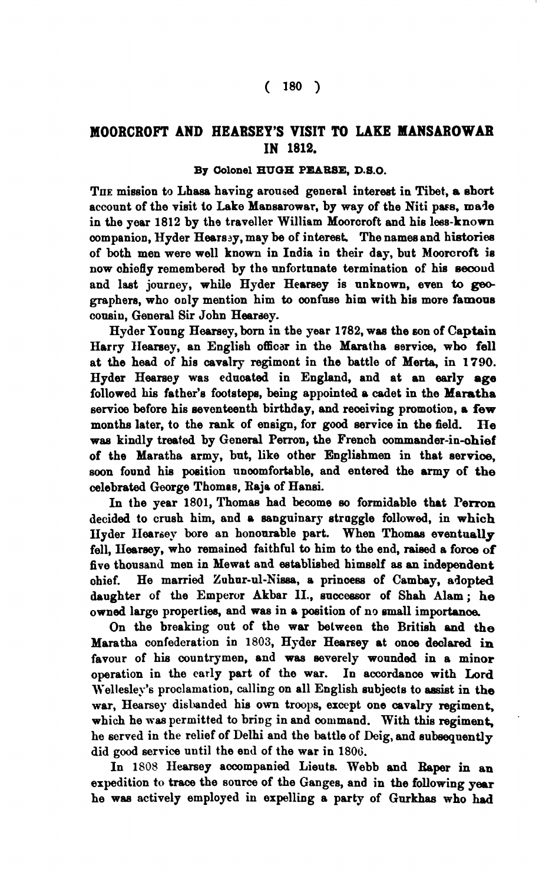# MOORCROFT AND HEARSEY'S VISIT TO LAKE MANSAROWAR IN 1812.

### By Colonel HUGH PEARSE, D.S.O.

THE mission to Lhasa having aroused general interest in Tibet, a short account of the visit to Lake Mansarowar, by way of the Niti pass, made in the year 1812 by the traveller William Moorcroft and his less-known companion, Hyder Hearsey, may be of interest. The names and histories of both men were well known in India in their day, but Moorcroft is now chiefly remembered by the unfortunate termination of his second and last journey, while Hyder Hearsey is unknown, even to geographers, who only mention him to confuse him with his more famous cousin, General Sir John Hearsey.

Hyder Young Hearsey, born in the year 1782, was the son of Captain Harry Hearsey, an English officer in the Maratha service, who fell at the head of his cavalry regiment in the battle of Merta, in 1790. Hyder Hearsey was educated in England, and at an early age followed his father's footsteps, being appointed a cadet in the Maratha service before his seventeenth birthday, and receiving promotion, a few months later, to the rank of ensign, for good service in the field. He was kindly treated by General Perron, the French commander-in-chief of the Maratha army, but, like other Englishmen in that service, soon found his position uncomfortable, and entered the army of the celebrated George Thomas, Raja of Hansi.

In the year 1801, Thomas had become so formidable that Perron decided to crush him, and a sanguinary struggle followed, in which Hyder Hearsey bore an honourable part. When Thomas eventually fell, Hearsey, who remained faithful to him to the end, raised a force of five thousand men in Mewat and established himself as an independent chief. He married Zuhur-ul-Nissa, a princess of Cambay, adopted daughter of the Emperor Akbar II., successor of Shah Alam; he owned large properties, and was in a position of no small importance.

On the breaking out of the war between the British and the Maratha confederation in 1803, Hyder Hearsey at once declared in favour of his countrymen, and was severely wounded in a minor operation in the early part of the war. In accordance with Lord Wellesley's proclamation, calling on all English subjects to assist in the war, Hearsey disbanded his own troops, except one cavalry regiment, which he was permitted to bring in and command. With this regiment, he served in the relief of Delhi and the battle of Deig, and subsequently did good service until the end of the war in 1806.

In 1808 Hearsey accompanied Lieuts. Webb and Raper in an expedition to trace the source of the Ganges, and in the following year he was actively employed in expelling a party of Gurkhas who had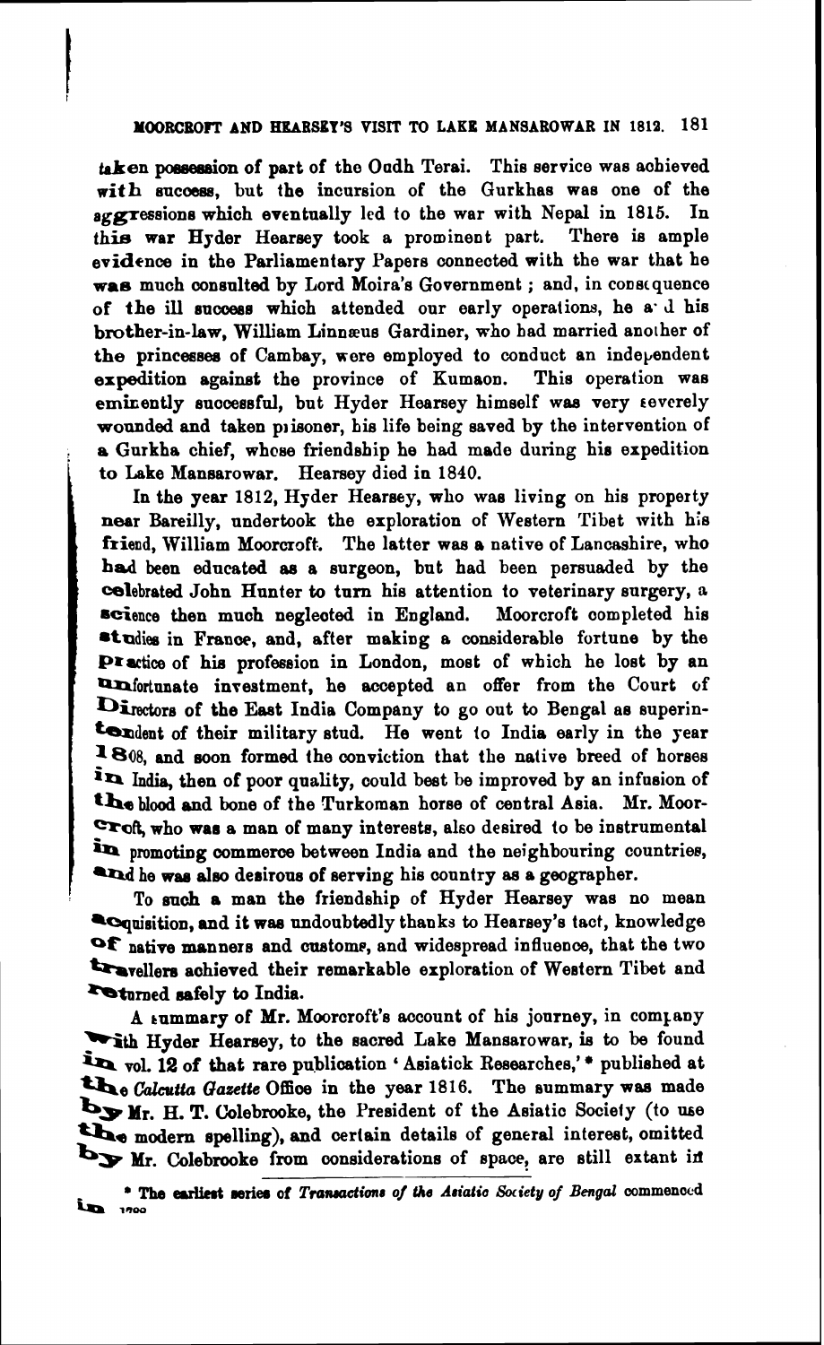taken possession of part of the Oudh Terai. This service was achieved with success, but the incursion of the Gurkhas was one of the aggressions which eventually led to the war with Nepal in 1815. In this war Hyder Hearsey took a prominent part. There is ample evidence in the Parliamentary Papers connected with the war that he was much consulted by Lord Moira's Government; and, in consequence of the ill success which attended our early operations, he and his brother-in-law, William Linnæus Gardiner, who had married another of the princesses of Cambay, were employed to conduct an independent expedition against the province of Kumaon. This operation was eminently successful, but Hyder Hearsey himself was very severely wounded and taken prisoner, his life being saved by the intervention of a Gurkha chief, whose friendship he had made during his expedition to Lake Mansarowar. Hearsey died in 1840.

In the year 1812, Hyder Hearsey, who was living on his property near Bareilly, undertook the exploration of Western Tibet with his friend, William Moorcroft. The latter was a native of Lancashire, who had been educated as a surgeon, but had been persuaded by the celebrated John Hunter to turn his attention to veterinary surgery, a science then much neglected in England. Moorcroft completed his studies in France, and, after making a considerable fortune by the practice of his profession in London, most of which he lost by an unfortunate investment, he accepted an offer from the Court of Directors of the East India Company to go out to Bengal as superintendent of their military stud. He went to India early in the year 1808, and soon formed the conviction that the native breed of horses in India, then of poor quality, could best be improved by an infusion of the blood and bone of the Turkoman horse of central Asia. Mr. Moorcroft, who was a man of many interests, also desired to be instrumental in promoting commerce between India and the neighbouring countries, and he was also desirous of serving his country as a geographer.

To such a man the friendship of Hyder Hearsey was no mean acquisition, and it was undoubtedly thanks to Hearsey's tact, knowledge of native manners and customs, and widespread influence, that the two travellers achieved their remarkable exploration of Western Tibet and returned safely to India.

A summary of Mr. Moorcroft's account of his journey, in company with Hyder Hearsey, to the sacred Lake Mansarowar, is to be found in vol. 12 of that rare publication 'Asiatick Researches,'* published at the *Calcutta Gazette* Office in the year 1816. The summary was made by Mr. H. T. Colebrooke, the President of the Asiatic Society (to use the modern spelling), and certain details of general interest, omitted by Mr. Colebrooke from considerations of space, are still extant in

\* The earliest series of *Transactions of the Asiatic Society of Bengal* commenced in 1788.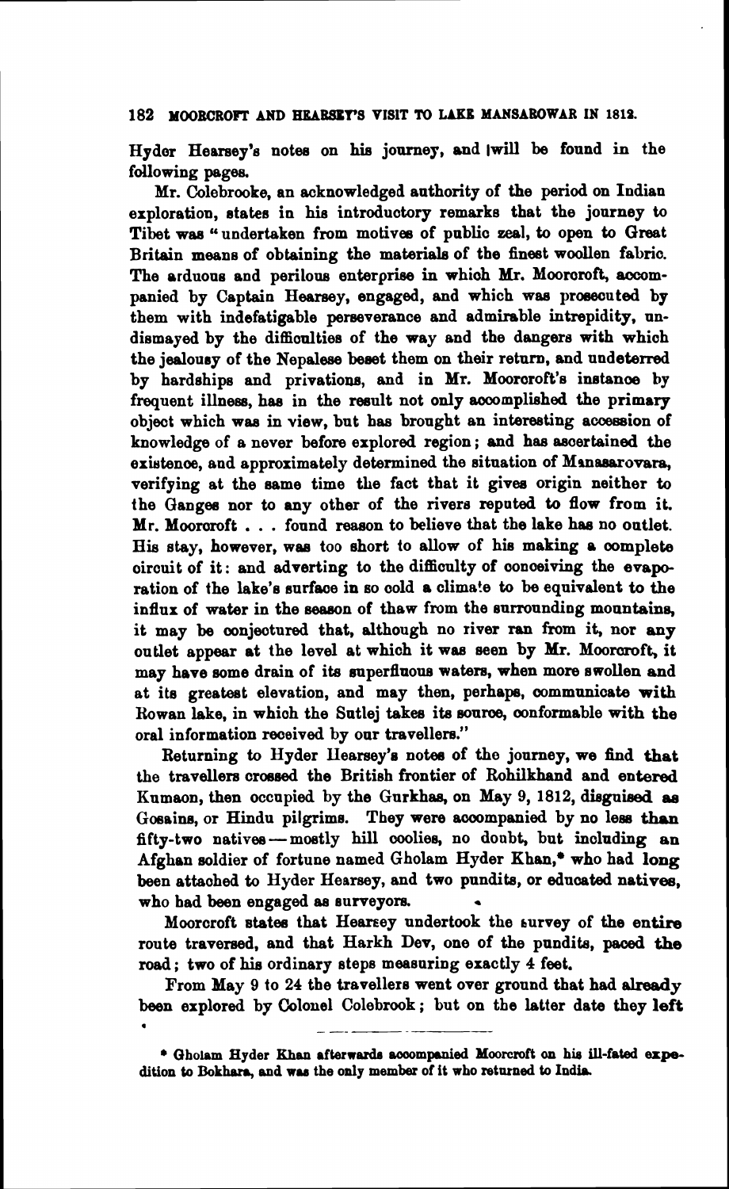Hyder Hearsey's notes on his journey, and will be found in the following pages.

Mr. Colebrooke, an acknowledged authority of the period on Indian exploration, states in his introductory remarks that the journey to Tibet was "undertaken from motives of public zeal, to open to Great Britain means of obtaining the materials of the finest woollen fabric. The arduous and perilous enterprise in which Mr. Moorcroft, accompanied by Captain Hearsey, engaged, and which was prosecuted by them with indefatigable perseverance and admirable intrepidity, undismayed by the difficulties of the way and the dangers with which the jealousy of the Nepalese beset them on their return, and undeterred by hardships and privations, and in Mr. Moorcroft's instance by frequent illness, has in the result not only accomplished the primary object which was in view, but has brought an interesting accession of knowledge of a never before explored region; and has ascertained the existence, and approximately determined the situation of Manasarovara, verifying at the same time the fact that it gives origin neither to the Ganges nor to any other of the rivers reputed to flow from it. Mr. Moorcroft . . . found reason to believe that the lake has no outlet. His stay, however, was too short to allow of his making a complete circuit of it: and adverting to the difficulty of conceiving the evaporation of the lake's surface in so cold a climate to be equivalent to the influx of water in the season of thaw from the surrounding mountains, it may be conjectured that, although no river ran from it, nor any outlet appear at the level at which it was seen by Mr. Moorcroft, it may have some drain of its superfluous waters, when more swollen and at its greatest elevation, and may then, perhaps, communicate with Rowan lake, in which the Sutlej takes its source, conformable with the oral information received by our travellers."

Returning to Hyder Hearsey's notes of the journey, we find that the travellers crossed the British frontier of Rohilkhand and entered Kumaon, then occupied by the Gurkhas, on May 9, 1812, disguised as Gosains, or Hindu pilgrims. They were accompanied by no less than fifty-two natives—mostly hill coolies, no doubt, but including an Afghan soldier of fortune named Gholam Hyder Khan,* who had long been attached to Hyder Hearsey, and two pundits, or educated natives, who had been engaged as surveyors.

Moorcroft states that Hearsey undertook the survey of the entire route traversed, and that Harkh Dev, one of the pundits, paced the road; two of his ordinary steps measuring exactly 4 feet.

From May 9 to 24 the travellers went over ground that had already been explored by Colonel Colebrook; but on the latter date they left

* Gholam Hyder Khan afterwards accompanied Moorcroft on his ill-fated expedition to Bokhara, and was the only member of it who returned to India.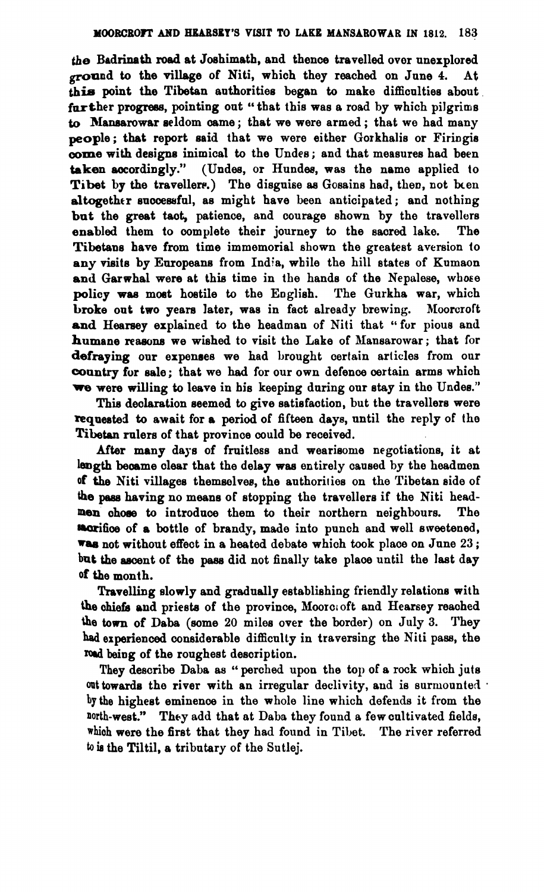the Badrinath road at Joshimath, and thence travelled over unexplored ground to the village of Niti, which they reached on June 4. At this point the Tibetan authorities began to make difficulties about further progress, pointing out "that this was a road by which pilgrims to Mansarowar seldom came; that we were armed; that we had many people; that report said that we were either Gorkhalis or Firingis come with designs inimical to the Undes; and that measures had been taken accordingly." (Undes, or Hundes, was the name applied to Tibet by the travellers.) The disguise as Gosains had, then, not been altogether successful, as might have been anticipated; and nothing but the great tact, patience, and courage shown by the travellers enabled them to complete their journey to the sacred lake. The Tibetans have from time immemorial shown the greatest aversion to any visits by Europeans from India, while the hill states of Kumaon and Garwhal were at this time in the hands of the Nepalese, whose policy was most hostile to the English. The Gurkha war, which broke out two years later, was in fact already brewing. Moorcroft and Hearsey explained to the headman of Niti that "for pious and humane reasons we wished to visit the Lake of Mansarowar; that for defraying our expenses we had brought certain articles from our country for sale; that we had for our own defence certain arms which we were willing to leave in his keeping during our stay in the Undes."

This declaration seemed to give satisfaction, but the travellers were requested to await for a period of fifteen days, until the reply of the Tibetan rulers of that province could be received.

After many days of fruitless and wearisome negotiations, it at length became clear that the delay was entirely caused by the headmen of the Niti villages themselves, the authorities on the Tibetan side of the pass having no means of stopping the travellers if the Niti headmen chose to introduce them to their northern neighbours. The sacrifice of a bottle of brandy, made into punch and well sweetened, was not without effect in a heated debate which took place on June 23; but the ascent of the pass did not finally take place until the last day of the month.

Travelling slowly and gradually establishing friendly relations with the chiefs and priests of the province, Moorcroft and Hearsey reached the town of Daba (some 20 miles over the border) on July 3. They had experienced considerable difficulty in traversing the Niti pass, the road being of the roughest description.

They describe Daba as "perched upon the top of a rock which juts out towards the river with an irregular declivity, and is surmounted by the highest eminence in the whole line which defends it from the north-west." They add that at Daba they found a few cultivated fields, which were the first that they had found in Tibet. The river referred to is the Tiltil, a tributary of the Sutlej.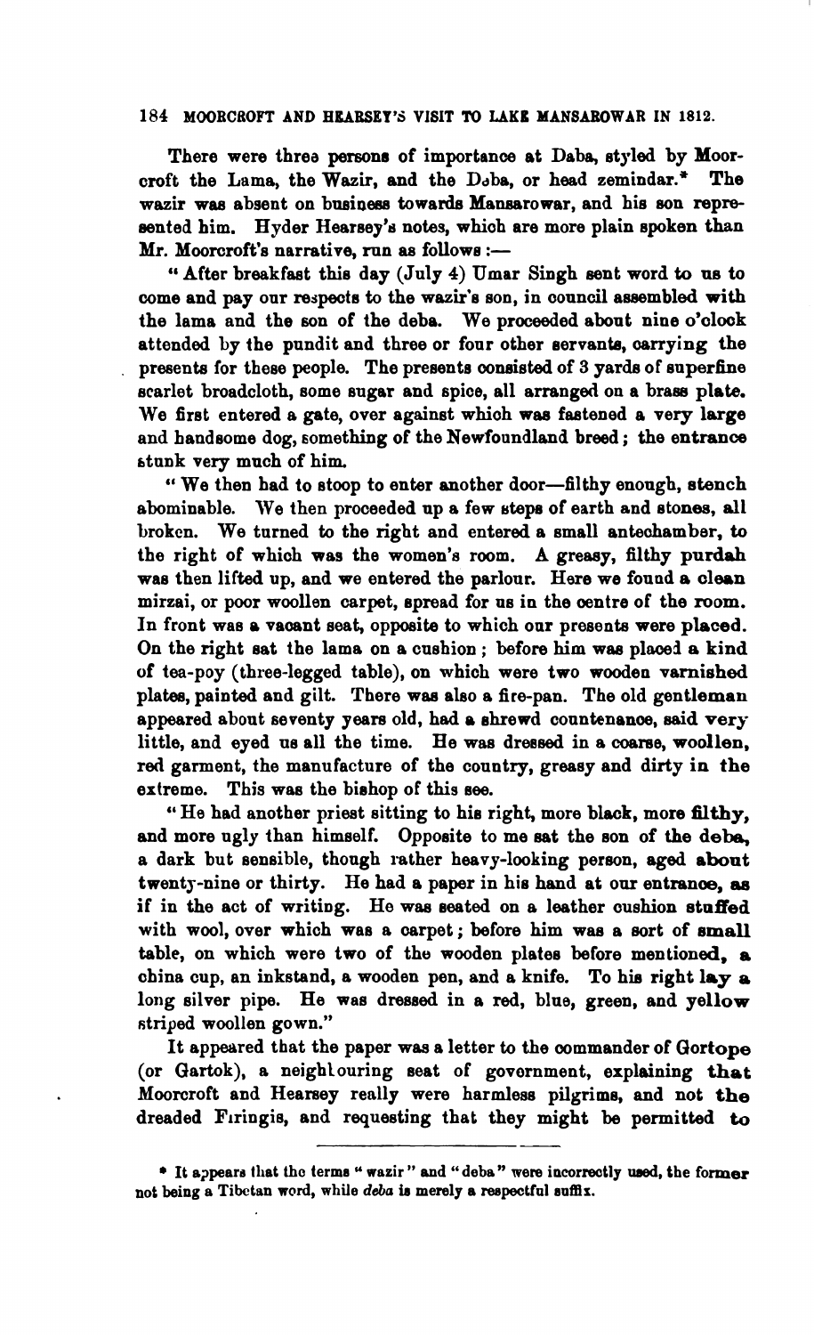There were three persons of importance at Daba, styled by Moorcroft the Lama, the Wazir, and the Deba, or head zemindar.* The wazir was absent on business towards Mansarowar, and his son represented him. Hyder Hearsey's notes, which are more plain spoken than Mr. Moorcroft's narrative, run as follows :—

"After breakfast this day (July 4) Umar Singh sent word to us to come and pay our respects to the wazir's son, in council assembled with the lama and the son of the deba. We proceeded about nine o'clock attended by the pundit and three or four other servants, carrying the presents for these people. The presents consisted of 3 yards of superfine scarlet broadcloth, some sugar and spice, all arranged on a brass plate. We first entered a gate, over against which was fastened a very large and handsome dog, something of the Newfoundland breed; the entrance stunk very much of him.

"We then had to stoop to enter another door—filthy enough, stench abominable. We then proceeded up a few steps of earth and stones, all broken. We turned to the right and entered a small antechamber, to the right of which was the women's room. A greasy, filthy purdah was then lifted up, and we entered the parlour. Here we found a clean mirzai, or poor woollen carpet, spread for us in the centre of the room. In front was a vacant seat, opposite to which our presents were placed. On the right sat the lama on a cushion; before him was placed a kind of tea-poy (three-legged table), on which were two wooden varnished plates, painted and gilt. There was also a fire-pan. The old gentleman appeared about seventy years old, had a shrewd countenance, said very little, and eyed us all the time. He was dressed in a coarse, woollen, red garment, the manufacture of the country, greasy and dirty in the extreme. This was the bishop of this see.

"He had another priest sitting to his right, more black, more filthy, and more ugly than himself. Opposite to me sat the son of the deba, a dark but sensible, though rather heavy-looking person, aged about twenty-nine or thirty. He had a paper in his hand at our entrance, as if in the act of writing. He was seated on a leather cushion stuffed with wool, over which was a carpet; before him was a sort of small table, on which were two of the wooden plates before mentioned, a china cup, an inkstand, a wooden pen, and a knife. To his right lay a long silver pipe. He was dressed in a red, blue, green, and yellow striped woollen gown."

It appeared that the paper was a letter to the commander of Gortope (or Gartok), a neighbouring seat of government, explaining that Moorcroft and Hearsey really were harmless pilgrims, and not the dreaded Firingis, and requesting that they might be permitted to

---

* It appears that the terms "wazir" and "deba" were incorrectly used, the former not being a Tibetan word, while *deba* is merely a respectful suffix.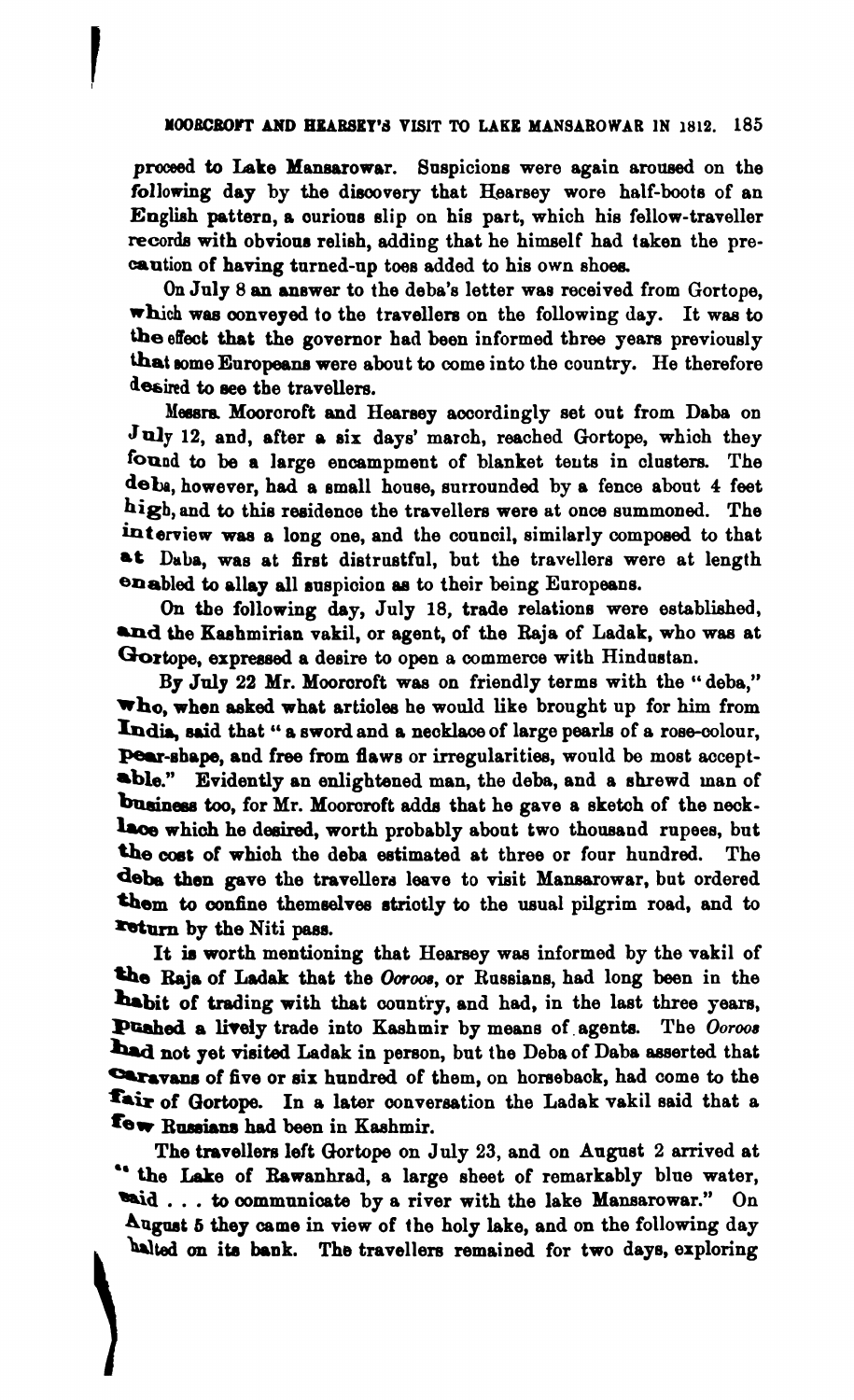proceed to Lake Mansarowar. Suspicions were again aroused on the following day by the discovery that Hearsey wore half-boots of an English pattern, a curious slip on his part, which his fellow-traveller records with obvious relish, adding that he himself had taken the precaution of having turned-up toes added to his own shoes.

On July 8 an answer to the deba's letter was received from Gortope, which was conveyed to the travellers on the following day. It was to the effect that the governor had been informed three years previously that some Europeans were about to come into the country. He therefore desired to see the travellers.

Messrs. Moorcroft and Hearsey accordingly set out from Daba on July 12, and, after a six days' march, reached Gortope, which they found to be a large encampment of blanket tents in clusters. The deba, however, had a small house, surrounded by a fence about 4 feet high, and to this residence the travellers were at once summoned. The interview was a long one, and the council, similarly composed to that at Daba, was at first distrustful, but the travellers were at length enabled to allay all suspicion as to their being Europeans.

On the following day, July 18, trade relations were established, and the Kashmirian vakil, or agent, of the Raja of Ladak, who was at Gortope, expressed a desire to open a commerce with Hindustan.

By July 22 Mr. Moorcroft was on friendly terms with the "deba," who, when asked what articles he would like brought up for him from India, said that "a sword and a necklace of large pearls of a rose-colour, pear-shape, and free from flaws or irregularities, would be most acceptable." Evidently an enlightened man, the deba, and a shrewd man of business too, for Mr. Moorcroft adds that he gave a sketch of the necklace which he desired, worth probably about two thousand rupees, but the cost of which the deba estimated at three or four hundred. The deba then gave the travellers leave to visit Mansarowar, but ordered them to confine themselves strictly to the usual pilgrim road, and to return by the Niti pass.

It is worth mentioning that Hearsey was informed by the vakil of the Raja of Ladak that the *Ooroos*, or Russians, had long been in the habit of trading with that country, and had, in the last three years, pushed a lively trade into Kashmir by means of agents. The *Ooroos* had not yet visited Ladak in person, but the Deba of Daba asserted that caravans of five or six hundred of them, on horseback, had come to the fair of Gortope. In a later conversation the Ladak vakil said that a few Russians had been in Kashmir.

The travellers left Gortope on July 23, and on August 2 arrived at "the Lake of Rawanhrad, a large sheet of remarkably blue water, said . . . to communicate by a river with the lake Mansarowar." On August 5 they came in view of the holy lake, and on the following day halted on its bank. The travellers remained for two days, exploring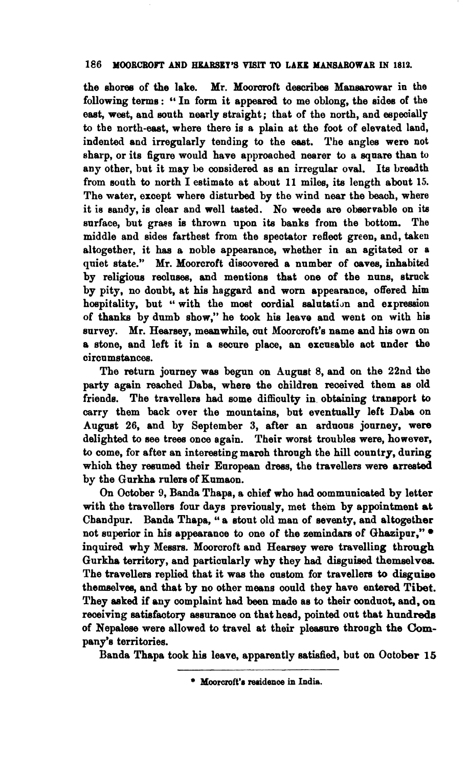the shores of the lake. Mr. Moorcroft describes Mansarowar in the following terms: "In form it appeared to me oblong, the sides of the east, west, and south nearly straight; that of the north, and especially to the north-east, where there is a plain at the foot of elevated land, indented and irregularly tending to the east. The angles were not sharp, or its figure would have approached nearer to a square than to any other, but it may be considered as an irregular oval. Its breadth from south to north I estimate at about 11 miles, its length about 15. The water, except where disturbed by the wind near the beach, where it is sandy, is clear and well tasted. No weeds are observable on its surface, but grass is thrown upon its banks from the bottom. The middle and sides farthest from the spectator reflect green, and, taken altogether, it has a noble appearance, whether in an agitated or a quiet state." Mr. Moorcroft discovered a number of caves, inhabited by religious recluses, and mentions that one of the nuns, struck by pity, no doubt, at his haggard and worn appearance, offered him hospitality, but "with the most cordial salutation and expression of thanks by dumb show," he took his leave and went on with his survey. Mr. Hearsey, meanwhile, cut Moorcroft's name and his own on a stone, and left it in a secure place, an excusable act under the circumstances.

The return journey was begun on August 8, and on the 22nd the party again reached Daba, where the children received them as old friends. The travellers had some difficulty in obtaining transport to carry them back over the mountains, but eventually left Daba on August 26, and by September 3, after an arduous journey, were delighted to see trees once again. Their worst troubles were, however, to come, for after an interesting march through the hill country, during which they resumed their European dress, the travellers were arrested by the Gurkha rulers of Kumaon.

On October 9, Banda Thapa, a chief who had communicated by letter with the travellers four days previously, met them by appointment at Chandpur. Banda Thapa, "a stout old man of seventy, and altogether not superior in his appearance to one of the zemindars of Ghazipur,"* inquired why Messrs. Moorcroft and Hearsey were travelling through Gurkha territory, and particularly why they had disguised themselves. The travellers replied that it was the custom for travellers to disguise themselves, and that by no other means could they have entered Tibet. They asked if any complaint had been made as to their conduct, and, on receiving satisfactory assurance on that head, pointed out that hundreds of Nepalese were allowed to travel at their pleasure through the Company's territories.

Banda Thapa took his leave, apparently satisfied, but on October 15

---

\* Moorcroft's residence in India.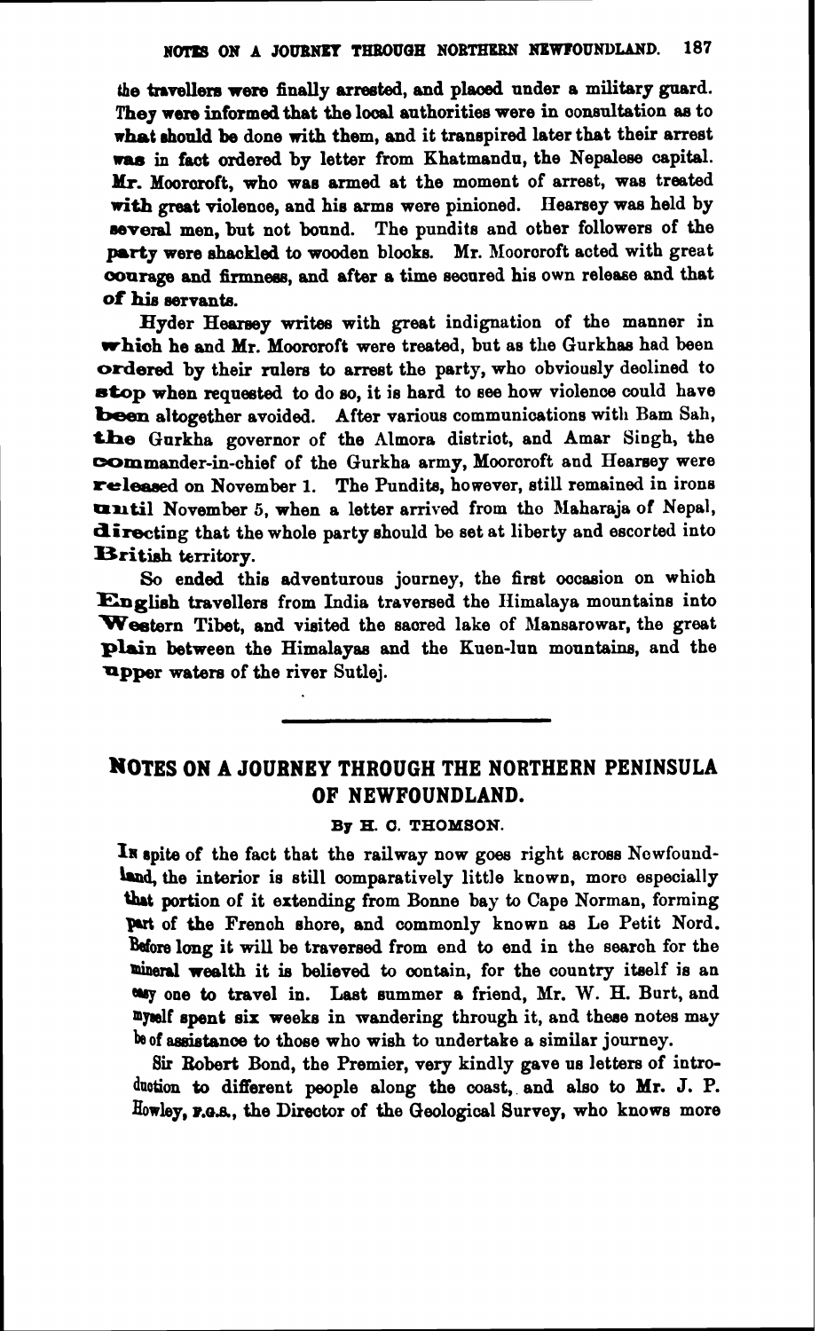the travellers were finally arrested, and placed under a military guard. They were informed that the local authorities were in consultation as to what should be done with them, and it transpired later that their arrest was in fact ordered by letter from Khatmandu, the Nepalese capital. Mr. Moorcroft, who was armed at the moment of arrest, was treated with great violence, and his arms were pinioned. Hearsey was held by several men, but not bound. The pundits and other followers of the party were shackled to wooden blocks. Mr. Moorcroft acted with great courage and firmness, and after a time secured his own release and that of his servants.

Hyder Hearsey writes with great indignation of the manner in which he and Mr. Moorcroft were treated, but as the Gurkhas had been ordered by their rulers to arrest the party, who obviously declined to stop when requested to do so, it is hard to see how violence could have been altogether avoided. After various communications with Bam Sah, the Gurkha governor of the Almora district, and Amar Singh, the commander-in-chief of the Gurkha army, Moorcroft and Hearsey were released on November 1. The Pundits, however, still remained in irons until November 5, when a letter arrived from the Maharaja of Nepal, directing that the whole party should be set at liberty and escorted into British territory.

So ended this adventurous journey, the first occasion on which English travellers from India traversed the Himalaya mountains into Western Tibet, and visited the sacred lake of Mansarowar, the great plain between the Himalayas and the Kuen-lun mountains, and the upper waters of the river Sutlej.

---

## NOTES ON A JOURNEY THROUGH THE NORTHERN PENINSULA OF NEWFOUNDLAND.

By H. C. THOMSON.

In spite of the fact that the railway now goes right across Newfoundland, the interior is still comparatively little known, more especially that portion of it extending from Bonne bay to Cape Norman, forming part of the French shore, and commonly known as Le Petit Nord. Before long it will be traversed from end to end in the search for the mineral wealth it is believed to contain, for the country itself is an easy one to travel in. Last summer a friend, Mr. W. H. Burt, and myself spent six weeks in wandering through it, and these notes may be of assistance to those who wish to undertake a similar journey.

Sir Robert Bond, the Premier, very kindly gave us letters of introduction to different people along the coast, and also to Mr. J. P. Howley, F.G.S., the Director of the Geological Survey, who knows more